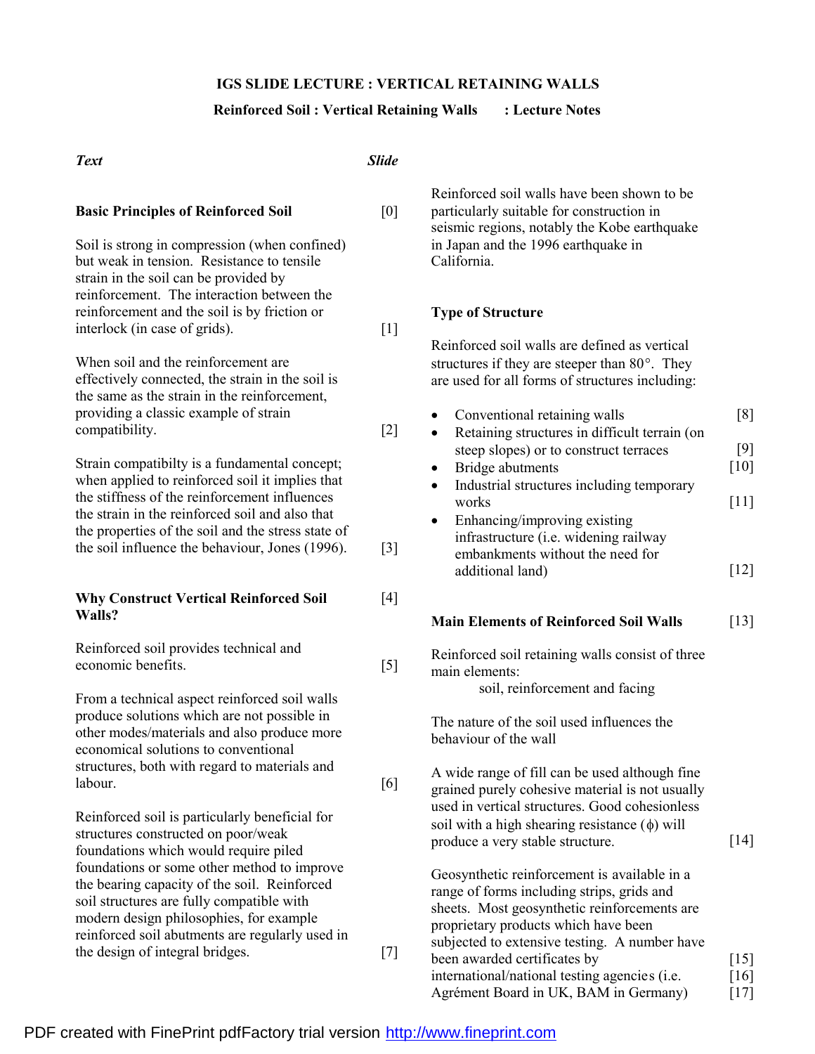**IGS SLIDE LECTURE : VERTICAL RETAINING WALLS**

**Reinforced Soil : Vertical Retaining Walls : Lecture Notes**

| *Text* | *Slide* |
|---|---|

### Basic Principles of Reinforced Soil [0]

Soil is strong in compression (when confined) but weak in tension. Resistance to tensile strain in the soil can be provided by reinforcement. The interaction between the reinforcement and the soil is by friction or interlock (in case of grids). [1]

When soil and the reinforcement are effectively connected, the strain in the soil is the same as the strain in the reinforcement, providing a classic example of strain compatibility. [2]

Strain compatibilty is a fundamental concept; when applied to reinforced soil it implies that the stiffness of the reinforcement influences the strain in the reinforced soil and also that the properties of the soil and the stress state of the soil influence the behaviour, Jones (1996). [3]

### Why Construct Vertical Reinforced Soil Walls? [4]

Reinforced soil provides technical and economic benefits. [5]

From a technical aspect reinforced soil walls produce solutions which are not possible in other modes/materials and also produce more economical solutions to conventional structures, both with regard to materials and labour. [6]

Reinforced soil is particularly beneficial for structures constructed on poor/weak foundations which would require piled foundations or some other method to improve the bearing capacity of the soil. Reinforced soil structures are fully compatible with modern design philosophies, for example reinforced soil abutments are regularly used in the design of integral bridges. [7]

Reinforced soil walls have been shown to be particularly suitable for construction in seismic regions, notably the Kobe earthquake in Japan and the 1996 earthquake in California.

### Type of Structure

Reinforced soil walls are defined as vertical structures if they are steeper than 80°. They are used for all forms of structures including:

- Conventional retaining walls [8]
- Retaining structures in difficult terrain (on steep slopes) or to construct terraces [9]
- Bridge abutments [10]
- Industrial structures including temporary works [11]
- Enhancing/improving existing infrastructure (i.e. widening railway embankments without the need for additional land) [12]

### Main Elements of Reinforced Soil Walls [13]

Reinforced soil retaining walls consist of three main elements:

soil, reinforcement and facing

The nature of the soil used influences the behaviour of the wall

A wide range of fill can be used although fine grained purely cohesive material is not usually used in vertical structures. Good cohesionless soil with a high shearing resistance ($\phi$) will produce a very stable structure. [14]

Geosynthetic reinforcement is available in a range of forms including strips, grids and sheets. Most geosynthetic reinforcements are proprietary products which have been subjected to extensive testing. A number have been awarded certificates by international/national testing agencies (i.e. Agrément Board in UK, BAM in Germany) [15] [16] [17]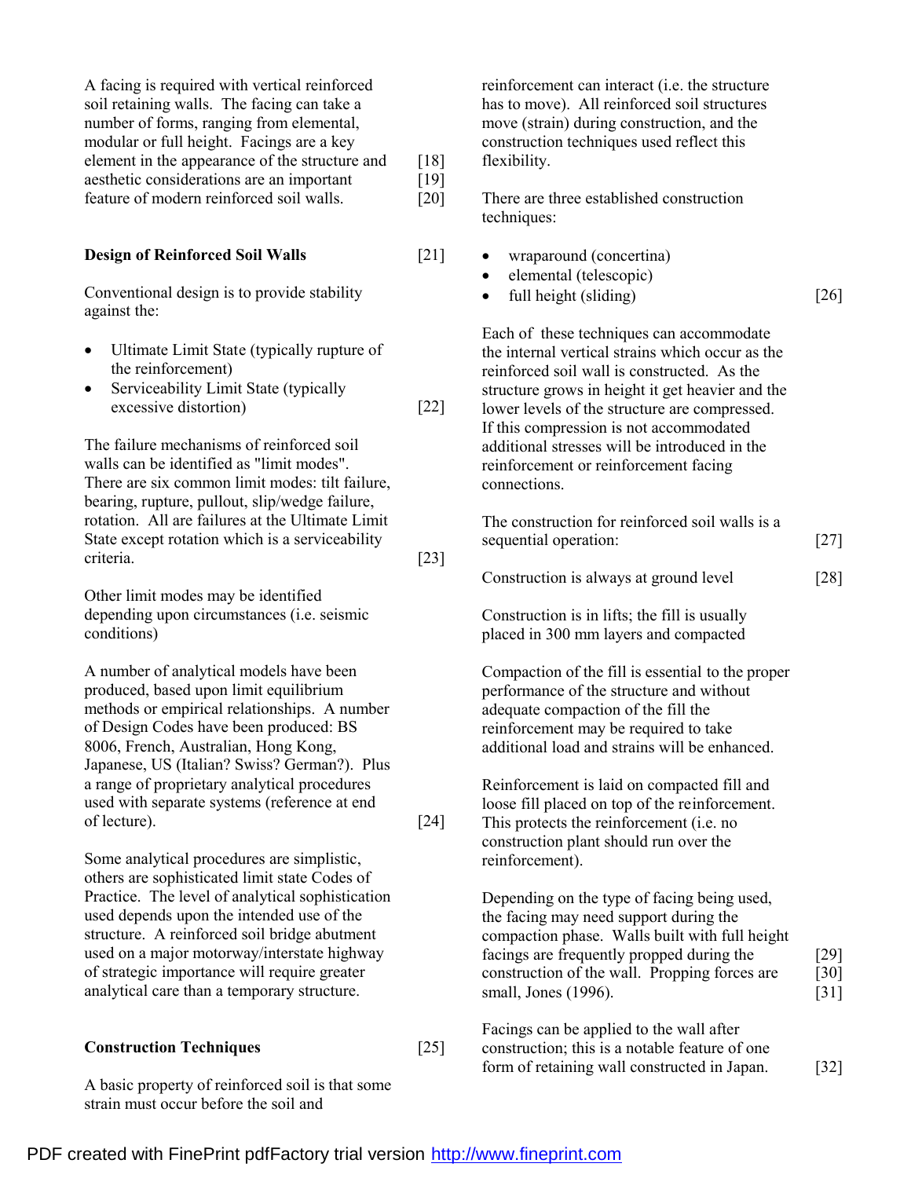A facing is required with vertical reinforced soil retaining walls. The facing can take a number of forms, ranging from elemental, modular or full height. Facings are a key element in the appearance of the structure and aesthetic considerations are an important feature of modern reinforced soil walls. [18] [19] [20]

## Design of Reinforced Soil Walls [21]

Conventional design is to provide stability against the:

- Ultimate Limit State (typically rupture of the reinforcement)
- Serviceability Limit State (typically excessive distortion) [22]

The failure mechanisms of reinforced soil walls can be identified as "limit modes". There are six common limit modes: tilt failure, bearing, rupture, pullout, slip/wedge failure, rotation. All are failures at the Ultimate Limit State except rotation which is a serviceability criteria. [23]

Other limit modes may be identified depending upon circumstances (i.e. seismic conditions)

A number of analytical models have been produced, based upon limit equilibrium methods or empirical relationships. A number of Design Codes have been produced: BS 8006, French, Australian, Hong Kong, Japanese, US (Italian? Swiss? German?). Plus a range of proprietary analytical procedures used with separate systems (reference at end of lecture). [24]

Some analytical procedures are simplistic, others are sophisticated limit state Codes of Practice. The level of analytical sophistication used depends upon the intended use of the structure. A reinforced soil bridge abutment used on a major motorway/interstate highway of strategic importance will require greater analytical care than a temporary structure.

## Construction Techniques [25]

A basic property of reinforced soil is that some strain must occur before the soil and reinforcement can interact (i.e. the structure has to move). All reinforced soil structures move (strain) during construction, and the construction techniques used reflect this flexibility.

There are three established construction techniques:

- wraparound (concertina)
- elemental (telescopic)
- full height (sliding) [26]

Each of these techniques can accommodate the internal vertical strains which occur as the reinforced soil wall is constructed. As the structure grows in height it get heavier and the lower levels of the structure are compressed. If this compression is not accommodated additional stresses will be introduced in the reinforcement or reinforcement facing connections.

The construction for reinforced soil walls is a sequential operation: [27]

Construction is always at ground level [28]

Construction is in lifts; the fill is usually placed in 300 mm layers and compacted

Compaction of the fill is essential to the proper performance of the structure and without adequate compaction of the fill the reinforcement may be required to take additional load and strains will be enhanced.

Reinforcement is laid on compacted fill and loose fill placed on top of the reinforcement. This protects the reinforcement (i.e. no construction plant should run over the reinforcement).

Depending on the type of facing being used, the facing may need support during the compaction phase. Walls built with full height facings are frequently propped during the construction of the wall. Propping forces are small, Jones (1996). [29] [30] [31]

Facings can be applied to the wall after construction; this is a notable feature of one form of retaining wall constructed in Japan. [32]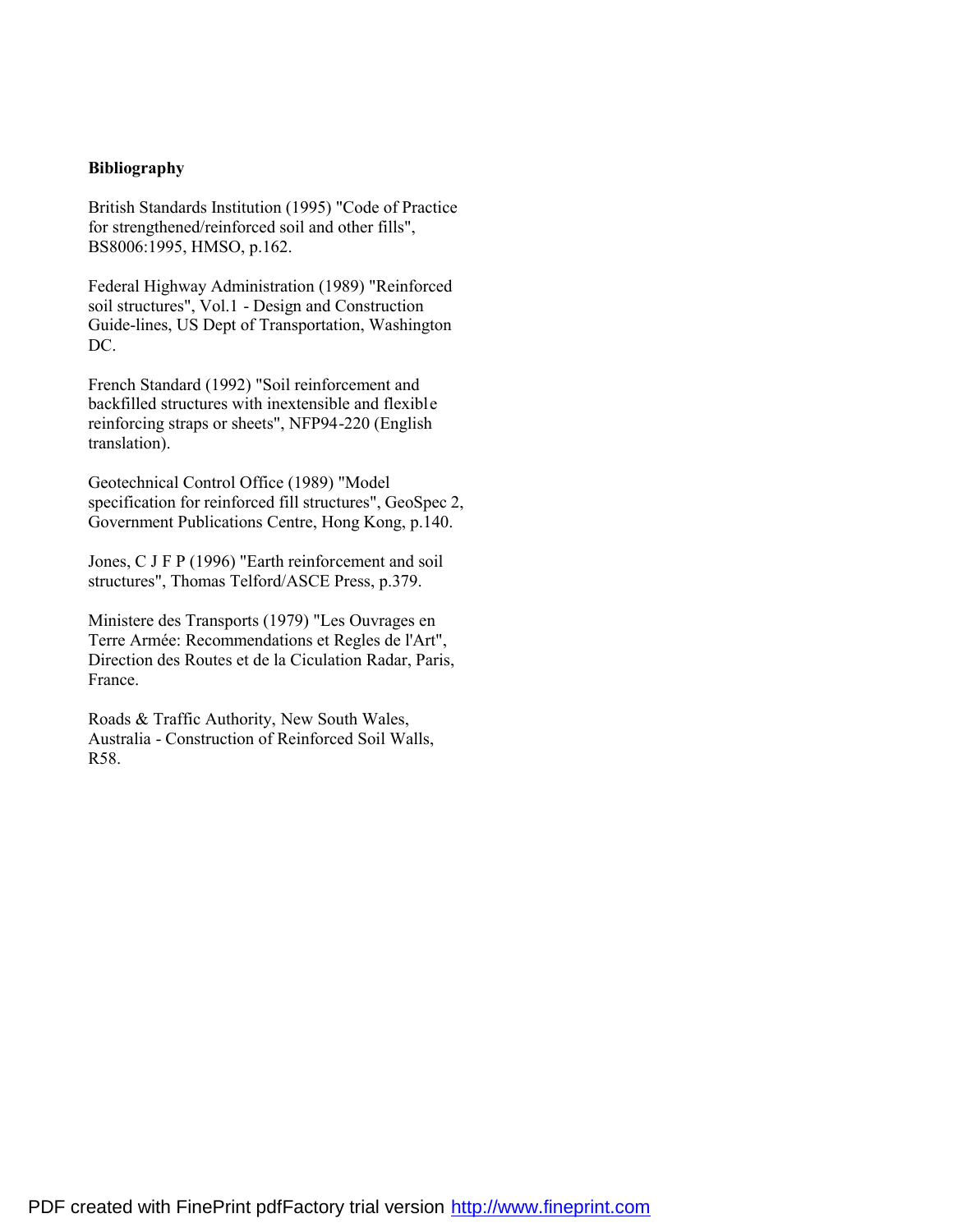**Bibliography**

British Standards Institution (1995) "Code of Practice for strengthened/reinforced soil and other fills", BS8006:1995, HMSO, p.162.

Federal Highway Administration (1989) "Reinforced soil structures", Vol.1 - Design and Construction Guide-lines, US Dept of Transportation, Washington DC.

French Standard (1992) "Soil reinforcement and backfilled structures with inextensible and flexible reinforcing straps or sheets", NFP94-220 (English translation).

Geotechnical Control Office (1989) "Model specification for reinforced fill structures", GeoSpec 2, Government Publications Centre, Hong Kong, p.140.

Jones, C J F P (1996) "Earth reinforcement and soil structures", Thomas Telford/ASCE Press, p.379.

Ministere des Transports (1979) "Les Ouvrages en Terre Armée: Recommendations et Regles de l'Art", Direction des Routes et de la Ciculation Radar, Paris, France.

Roads & Traffic Authority, New South Wales, Australia - Construction of Reinforced Soil Walls, R58.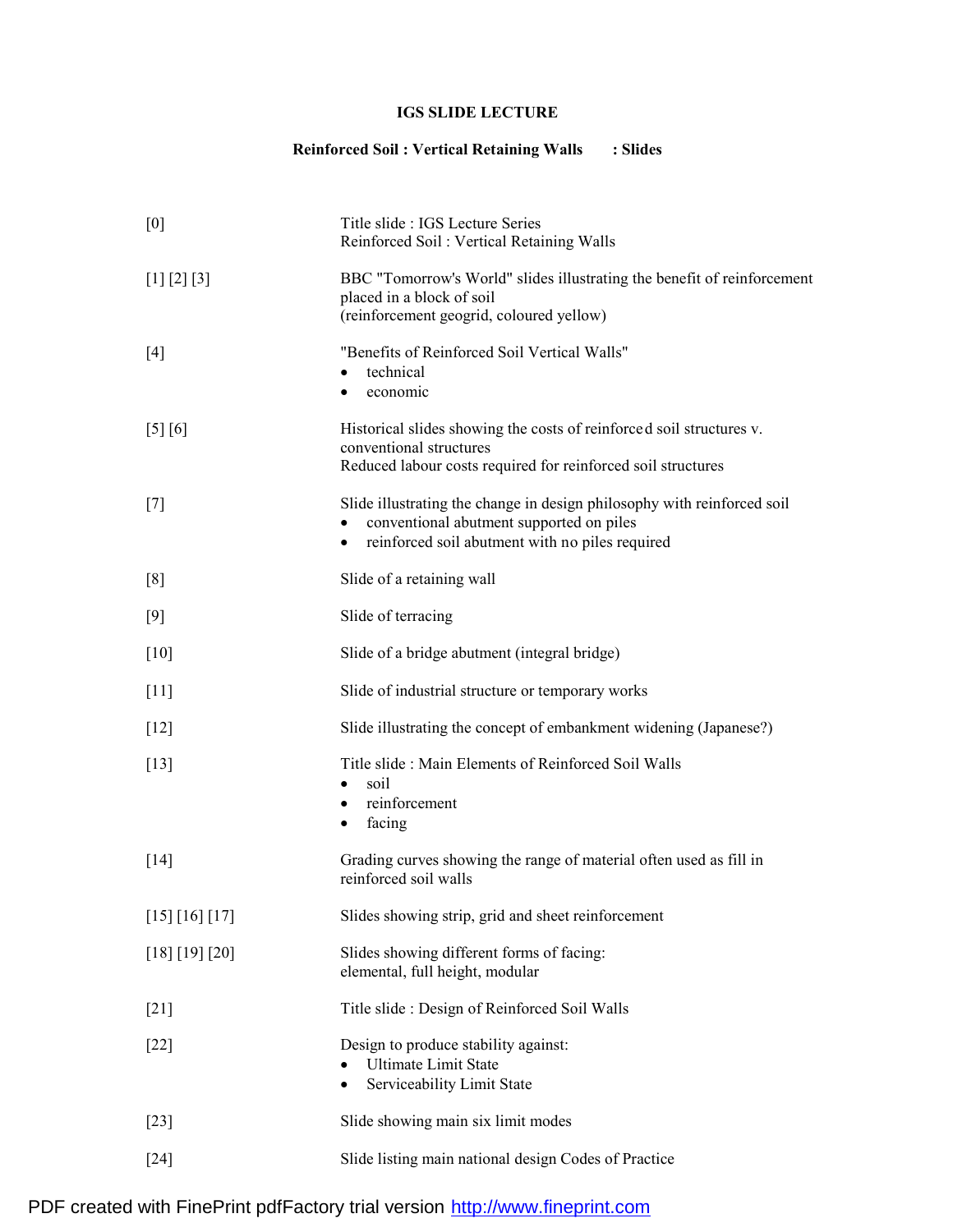**IGS SLIDE LECTURE**

**Reinforced Soil : Vertical Retaining Walls : Slides**

| | |
|---|---|
| [0] | Title slide : IGS Lecture Series<br>Reinforced Soil : Vertical Retaining Walls |
| [1] [2] [3] | BBC "Tomorrow's World" slides illustrating the benefit of reinforcement placed in a block of soil<br>(reinforcement geogrid, coloured yellow) |
| [4] | "Benefits of Reinforced Soil Vertical Walls"<br>• technical<br>• economic |
| [5] [6] | Historical slides showing the costs of reinforced soil structures v. conventional structures<br>Reduced labour costs required for reinforced soil structures |
| [7] | Slide illustrating the change in design philosophy with reinforced soil<br>• conventional abutment supported on piles<br>• reinforced soil abutment with no piles required |
| [8] | Slide of a retaining wall |
| [9] | Slide of terracing |
| [10] | Slide of a bridge abutment (integral bridge) |
| [11] | Slide of industrial structure or temporary works |
| [12] | Slide illustrating the concept of embankment widening (Japanese?) |
| [13] | Title slide : Main Elements of Reinforced Soil Walls<br>• soil<br>• reinforcement<br>• facing |
| [14] | Grading curves showing the range of material often used as fill in reinforced soil walls |
| [15] [16] [17] | Slides showing strip, grid and sheet reinforcement |
| [18] [19] [20] | Slides showing different forms of facing:<br>elemental, full height, modular |
| [21] | Title slide : Design of Reinforced Soil Walls |
| [22] | Design to produce stability against:<br>• Ultimate Limit State<br>• Serviceability Limit State |
| [23] | Slide showing main six limit modes |
| [24] | Slide listing main national design Codes of Practice |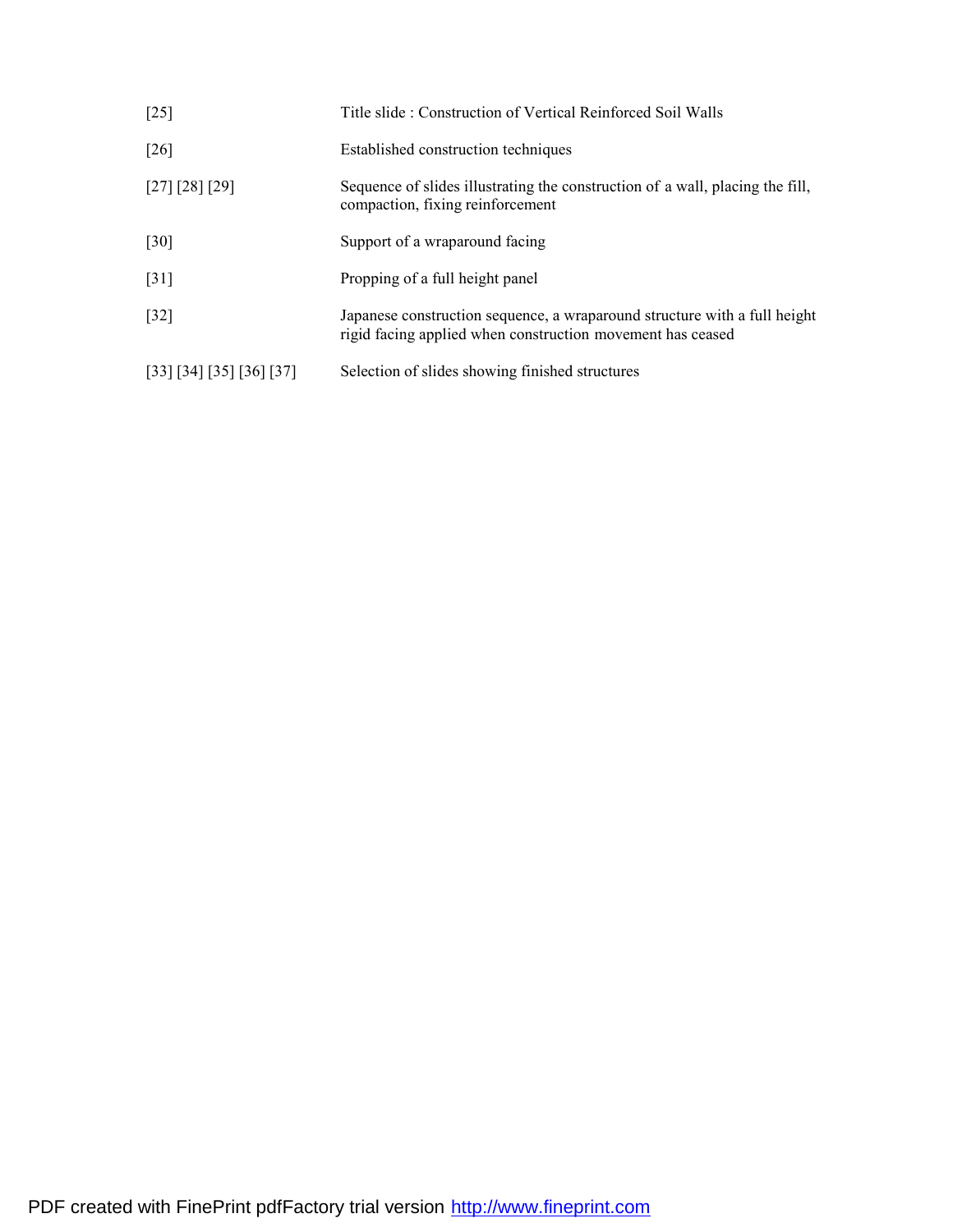| | |
|---|---|
| [25] | Title slide : Construction of Vertical Reinforced Soil Walls |
| [26] | Established construction techniques |
| [27] [28] [29] | Sequence of slides illustrating the construction of a wall, placing the fill, compaction, fixing reinforcement |
| [30] | Support of a wraparound facing |
| [31] | Propping of a full height panel |
| [32] | Japanese construction sequence, a wraparound structure with a full height rigid facing applied when construction movement has ceased |
| [33] [34] [35] [36] [37] | Selection of slides showing finished structures |